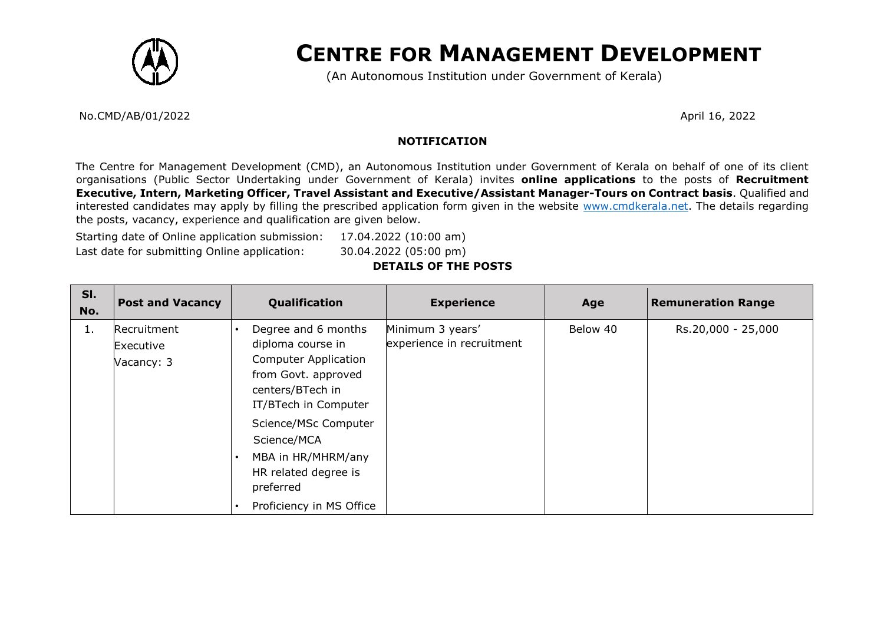# CENTRE FOR MANAGEMENT DEVELOPMENT

(An Autonomous Institution under Government of Kerala)

No.CMD/AB/01/2022

April 16, 2022

## NOTIFICATION

The Centre for Management Development (CMD), an Autonomous Institution under Government of Kerala on behalf of one of its client organisations (Public Sector Undertaking under Government of Kerala) invites **online applications** to the posts of **Recruitment Executive, Intern, Marketing Officer, Travel Assistant and Executive/Assistant Manager-Tours on Contract basis**. Qualified and interested candidates may apply by filling the prescribed application form given in the website www.cmdkerala.net. The details regarding the posts, vacancy, experience and qualification are given below.

Starting date of Online application submission: 17.04.2022 (10:00 am)

Last date for submitting Online application: 30.04.2022 (05:00 pm)

### DETAILS OF THE POSTS

| Sl. No. | Post and Vacancy | Qualification | Experience | Age | Remuneration Range |
|---|---|---|---|---|---|
| 1. | Recruitment Executive<br>Vacancy: 3 | • Degree and 6 months diploma course in Computer Application from Govt. approved centers/BTech in IT/BTech in Computer Science/MSc Computer Science/MCA<br>• MBA in HR/MHRM/any HR related degree is preferred<br>• Proficiency in MS Office | Minimum 3 years' experience in recruitment | Below 40 | Rs.20,000 - 25,000 |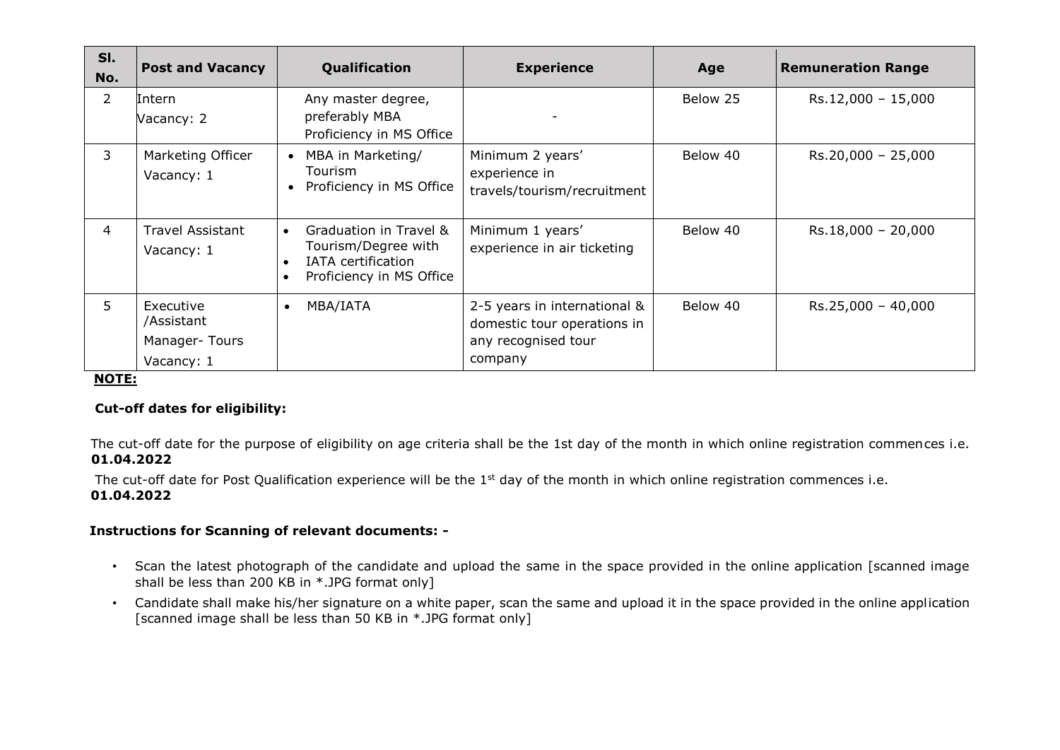| Sl. No. | Post and Vacancy | Qualification | Experience | Age | Remuneration Range |
|---|---|---|---|---|---|
| 2 | Intern<br>Vacancy: 2 | Any master degree, preferably MBA<br>Proficiency in MS Office | - | Below 25 | Rs.12,000 – 15,000 |
| 3 | Marketing Officer<br>Vacancy: 1 | • MBA in Marketing/ Tourism<br>• Proficiency in MS Office | Minimum 2 years' experience in travels/tourism/recruitment | Below 40 | Rs.20,000 – 25,000 |
| 4 | Travel Assistant<br>Vacancy: 1 | • Graduation in Travel & Tourism/Degree with<br>• IATA certification<br>• Proficiency in MS Office | Minimum 1 years' experience in air ticketing | Below 40 | Rs.18,000 – 20,000 |
| 5 | Executive /Assistant<br>Manager- Tours<br>Vacancy: 1 | • MBA/IATA | 2-5 years in international & domestic tour operations in any recognised tour company | Below 40 | Rs.25,000 – 40,000 |

**NOTE:**

**Cut-off dates for eligibility:**

The cut-off date for the purpose of eligibility on age criteria shall be the 1st day of the month in which online registration commences i.e. **01.04.2022**

The cut-off date for Post Qualification experience will be the 1st day of the month in which online registration commences i.e. **01.04.2022**

**Instructions for Scanning of relevant documents: -**

- Scan the latest photograph of the candidate and upload the same in the space provided in the online application [scanned image shall be less than 200 KB in *.JPG format only]
- Candidate shall make his/her signature on a white paper, scan the same and upload it in the space provided in the online application [scanned image shall be less than 50 KB in *.JPG format only]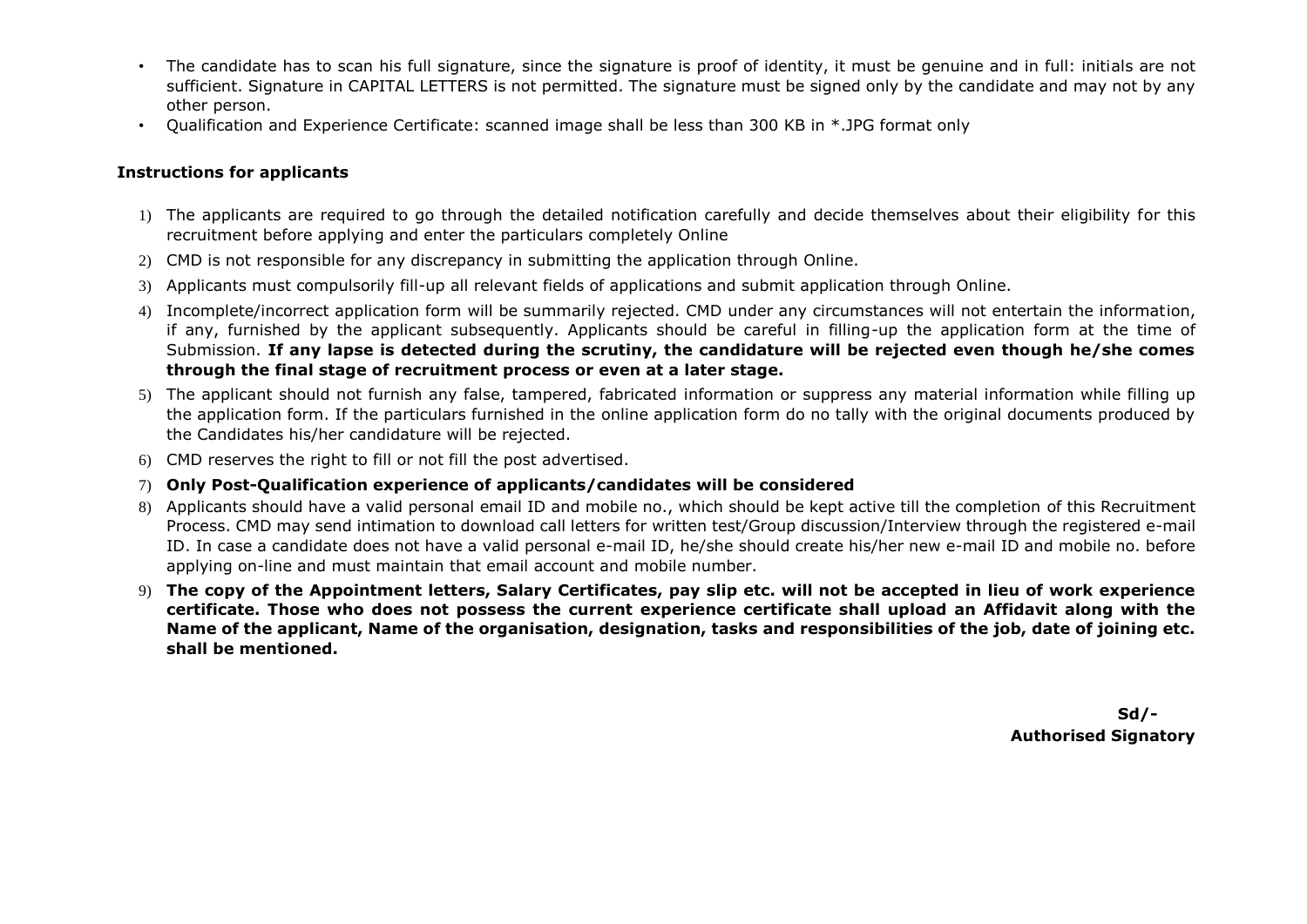- The candidate has to scan his full signature, since the signature is proof of identity, it must be genuine and in full: initials are not sufficient. Signature in CAPITAL LETTERS is not permitted. The signature must be signed only by the candidate and may not by any other person.
- Qualification and Experience Certificate: scanned image shall be less than 300 KB in *.JPG format only

**Instructions for applicants**

1) The applicants are required to go through the detailed notification carefully and decide themselves about their eligibility for this recruitment before applying and enter the particulars completely Online
2) CMD is not responsible for any discrepancy in submitting the application through Online.
3) Applicants must compulsorily fill-up all relevant fields of applications and submit application through Online.
4) Incomplete/incorrect application form will be summarily rejected. CMD under any circumstances will not entertain the information, if any, furnished by the applicant subsequently. Applicants should be careful in filling-up the application form at the time of Submission. **If any lapse is detected during the scrutiny, the candidature will be rejected even though he/she comes through the final stage of recruitment process or even at a later stage.**
5) The applicant should not furnish any false, tampered, fabricated information or suppress any material information while filling up the application form. If the particulars furnished in the online application form do no tally with the original documents produced by the Candidates his/her candidature will be rejected.
6) CMD reserves the right to fill or not fill the post advertised.
7) **Only Post-Qualification experience of applicants/candidates will be considered**
8) Applicants should have a valid personal email ID and mobile no., which should be kept active till the completion of this Recruitment Process. CMD may send intimation to download call letters for written test/Group discussion/Interview through the registered e-mail ID. In case a candidate does not have a valid personal e-mail ID, he/she should create his/her new e-mail ID and mobile no. before applying on-line and must maintain that email account and mobile number.
9) **The copy of the Appointment letters, Salary Certificates, pay slip etc. will not be accepted in lieu of work experience certificate. Those who does not possess the current experience certificate shall upload an Affidavit along with the Name of the applicant, Name of the organisation, designation, tasks and responsibilities of the job, date of joining etc. shall be mentioned.**

**Sd/-**

**Authorised Signatory**